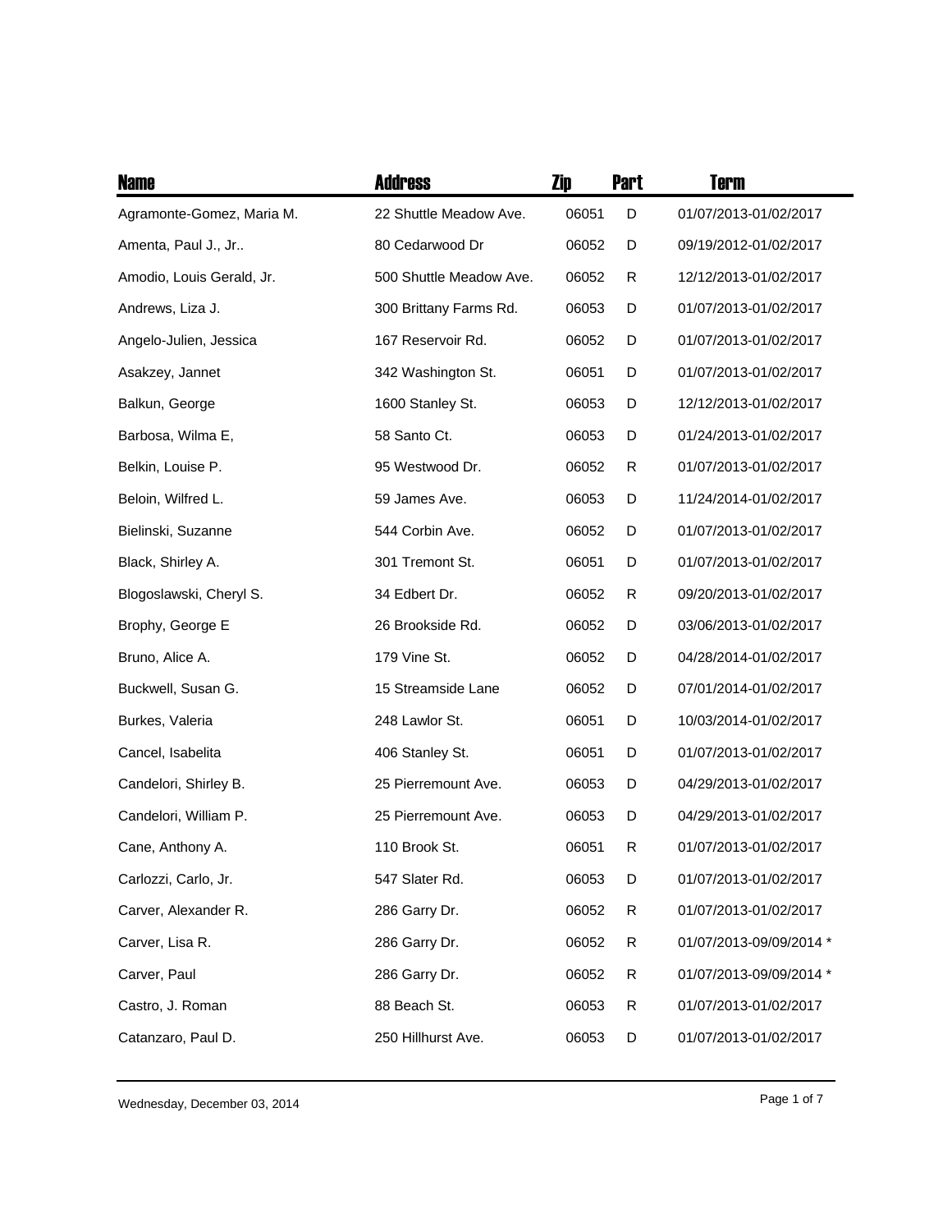| Name | Address | Zip | Part | Term |
|---|---|---|---|---|
| Agramonte-Gomez, Maria M. | 22 Shuttle Meadow Ave. | 06051 | D | 01/07/2013-01/02/2017 |
| Amenta, Paul J., Jr.. | 80 Cedarwood Dr | 06052 | D | 09/19/2012-01/02/2017 |
| Amodio, Louis Gerald, Jr. | 500 Shuttle Meadow Ave. | 06052 | R | 12/12/2013-01/02/2017 |
| Andrews, Liza J. | 300 Brittany Farms Rd. | 06053 | D | 01/07/2013-01/02/2017 |
| Angelo-Julien, Jessica | 167 Reservoir Rd. | 06052 | D | 01/07/2013-01/02/2017 |
| Asakzey, Jannet | 342 Washington St. | 06051 | D | 01/07/2013-01/02/2017 |
| Balkun, George | 1600 Stanley St. | 06053 | D | 12/12/2013-01/02/2017 |
| Barbosa, Wilma E, | 58 Santo Ct. | 06053 | D | 01/24/2013-01/02/2017 |
| Belkin, Louise P. | 95 Westwood Dr. | 06052 | R | 01/07/2013-01/02/2017 |
| Beloin, Wilfred L. | 59 James Ave. | 06053 | D | 11/24/2014-01/02/2017 |
| Bielinski, Suzanne | 544 Corbin Ave. | 06052 | D | 01/07/2013-01/02/2017 |
| Black, Shirley A. | 301 Tremont St. | 06051 | D | 01/07/2013-01/02/2017 |
| Blogoslawski, Cheryl S. | 34 Edbert Dr. | 06052 | R | 09/20/2013-01/02/2017 |
| Brophy, George E | 26 Brookside Rd. | 06052 | D | 03/06/2013-01/02/2017 |
| Bruno, Alice A. | 179 Vine St. | 06052 | D | 04/28/2014-01/02/2017 |
| Buckwell, Susan G. | 15 Streamside Lane | 06052 | D | 07/01/2014-01/02/2017 |
| Burkes, Valeria | 248 Lawlor St. | 06051 | D | 10/03/2014-01/02/2017 |
| Cancel, Isabelita | 406 Stanley St. | 06051 | D | 01/07/2013-01/02/2017 |
| Candelori, Shirley B. | 25 Pierremount Ave. | 06053 | D | 04/29/2013-01/02/2017 |
| Candelori, William P. | 25 Pierremount Ave. | 06053 | D | 04/29/2013-01/02/2017 |
| Cane, Anthony A. | 110 Brook St. | 06051 | R | 01/07/2013-01/02/2017 |
| Carlozzi, Carlo, Jr. | 547 Slater Rd. | 06053 | D | 01/07/2013-01/02/2017 |
| Carver, Alexander R. | 286 Garry Dr. | 06052 | R | 01/07/2013-01/02/2017 |
| Carver, Lisa R. | 286 Garry Dr. | 06052 | R | 01/07/2013-09/09/2014 * |
| Carver, Paul | 286 Garry Dr. | 06052 | R | 01/07/2013-09/09/2014 * |
| Castro, J. Roman | 88 Beach St. | 06053 | R | 01/07/2013-01/02/2017 |
| Catanzaro, Paul D. | 250 Hillhurst Ave. | 06053 | D | 01/07/2013-01/02/2017 |

Wednesday, December 03, 2014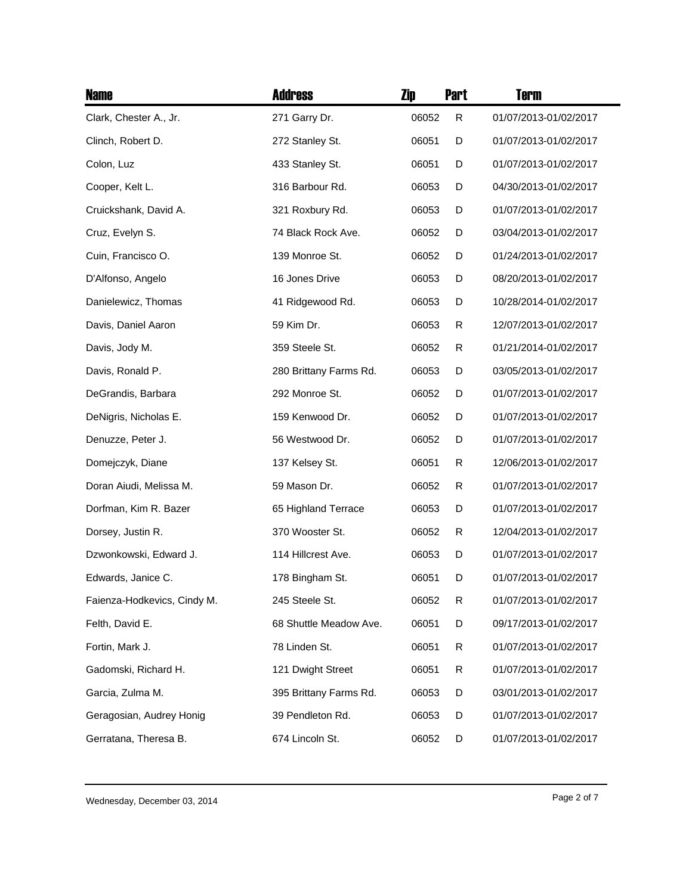| Name | Address | Zip | Part | Term |
|---|---|---|---|---|
| Clark, Chester A., Jr. | 271 Garry Dr. | 06052 | R | 01/07/2013-01/02/2017 |
| Clinch, Robert D. | 272 Stanley St. | 06051 | D | 01/07/2013-01/02/2017 |
| Colon, Luz | 433 Stanley St. | 06051 | D | 01/07/2013-01/02/2017 |
| Cooper, Kelt L. | 316 Barbour Rd. | 06053 | D | 04/30/2013-01/02/2017 |
| Cruickshank, David A. | 321 Roxbury Rd. | 06053 | D | 01/07/2013-01/02/2017 |
| Cruz, Evelyn S. | 74 Black Rock Ave. | 06052 | D | 03/04/2013-01/02/2017 |
| Cuin, Francisco O. | 139 Monroe St. | 06052 | D | 01/24/2013-01/02/2017 |
| D'Alfonso, Angelo | 16 Jones Drive | 06053 | D | 08/20/2013-01/02/2017 |
| Danielewicz, Thomas | 41 Ridgewood Rd. | 06053 | D | 10/28/2014-01/02/2017 |
| Davis, Daniel Aaron | 59 Kim Dr. | 06053 | R | 12/07/2013-01/02/2017 |
| Davis, Jody M. | 359 Steele St. | 06052 | R | 01/21/2014-01/02/2017 |
| Davis, Ronald P. | 280 Brittany Farms Rd. | 06053 | D | 03/05/2013-01/02/2017 |
| DeGrandis, Barbara | 292 Monroe St. | 06052 | D | 01/07/2013-01/02/2017 |
| DeNigris, Nicholas E. | 159 Kenwood Dr. | 06052 | D | 01/07/2013-01/02/2017 |
| Denuzze, Peter J. | 56 Westwood Dr. | 06052 | D | 01/07/2013-01/02/2017 |
| Domejczyk, Diane | 137 Kelsey St. | 06051 | R | 12/06/2013-01/02/2017 |
| Doran Aiudi, Melissa M. | 59 Mason Dr. | 06052 | R | 01/07/2013-01/02/2017 |
| Dorfman, Kim R. Bazer | 65 Highland Terrace | 06053 | D | 01/07/2013-01/02/2017 |
| Dorsey, Justin R. | 370 Wooster St. | 06052 | R | 12/04/2013-01/02/2017 |
| Dzwonkowski, Edward J. | 114 Hillcrest Ave. | 06053 | D | 01/07/2013-01/02/2017 |
| Edwards, Janice C. | 178 Bingham St. | 06051 | D | 01/07/2013-01/02/2017 |
| Faienza-Hodkevics, Cindy M. | 245 Steele St. | 06052 | R | 01/07/2013-01/02/2017 |
| Felth, David E. | 68 Shuttle Meadow Ave. | 06051 | D | 09/17/2013-01/02/2017 |
| Fortin, Mark J. | 78 Linden St. | 06051 | R | 01/07/2013-01/02/2017 |
| Gadomski, Richard H. | 121 Dwight Street | 06051 | R | 01/07/2013-01/02/2017 |
| Garcia, Zulma M. | 395 Brittany Farms Rd. | 06053 | D | 03/01/2013-01/02/2017 |
| Geragosian, Audrey Honig | 39 Pendleton Rd. | 06053 | D | 01/07/2013-01/02/2017 |
| Gerratana, Theresa B. | 674 Lincoln St. | 06052 | D | 01/07/2013-01/02/2017 |

Wednesday, December 03, 2014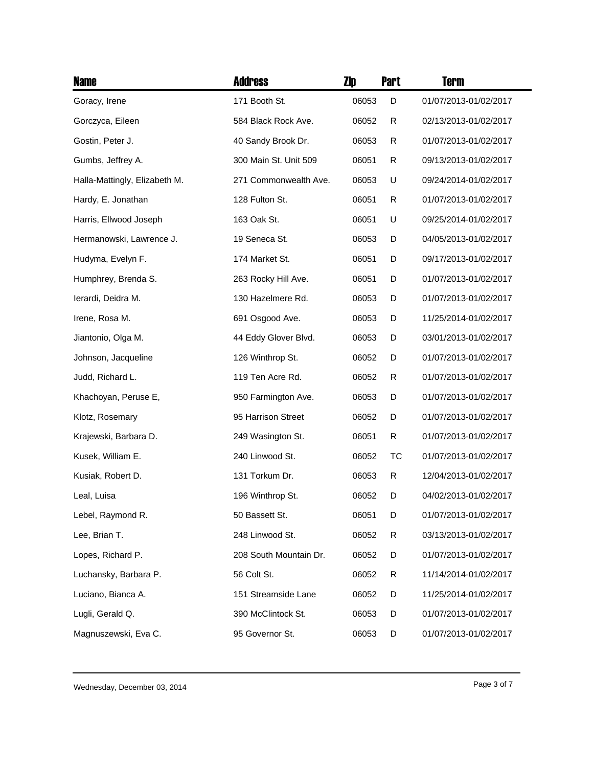| Name | Address | Zip | Part | Term |
|---|---|---|---|---|
| Goracy, Irene | 171 Booth St. | 06053 | D | 01/07/2013-01/02/2017 |
| Gorczyca, Eileen | 584 Black Rock Ave. | 06052 | R | 02/13/2013-01/02/2017 |
| Gostin, Peter J. | 40 Sandy Brook Dr. | 06053 | R | 01/07/2013-01/02/2017 |
| Gumbs, Jeffrey A. | 300 Main St. Unit 509 | 06051 | R | 09/13/2013-01/02/2017 |
| Halla-Mattingly, Elizabeth M. | 271 Commonwealth Ave. | 06053 | U | 09/24/2014-01/02/2017 |
| Hardy, E. Jonathan | 128 Fulton St. | 06051 | R | 01/07/2013-01/02/2017 |
| Harris, Ellwood Joseph | 163 Oak St. | 06051 | U | 09/25/2014-01/02/2017 |
| Hermanowski, Lawrence J. | 19 Seneca St. | 06053 | D | 04/05/2013-01/02/2017 |
| Hudyma, Evelyn F. | 174 Market St. | 06051 | D | 09/17/2013-01/02/2017 |
| Humphrey, Brenda S. | 263 Rocky Hill Ave. | 06051 | D | 01/07/2013-01/02/2017 |
| Ierardi, Deidra M. | 130 Hazelmere Rd. | 06053 | D | 01/07/2013-01/02/2017 |
| Irene, Rosa M. | 691 Osgood Ave. | 06053 | D | 11/25/2014-01/02/2017 |
| Jiantonio, Olga M. | 44 Eddy Glover Blvd. | 06053 | D | 03/01/2013-01/02/2017 |
| Johnson, Jacqueline | 126 Winthrop St. | 06052 | D | 01/07/2013-01/02/2017 |
| Judd, Richard L. | 119 Ten Acre Rd. | 06052 | R | 01/07/2013-01/02/2017 |
| Khachoyan, Peruse E, | 950 Farmington Ave. | 06053 | D | 01/07/2013-01/02/2017 |
| Klotz, Rosemary | 95 Harrison Street | 06052 | D | 01/07/2013-01/02/2017 |
| Krajewski, Barbara D. | 249 Wasington St. | 06051 | R | 01/07/2013-01/02/2017 |
| Kusek, William E. | 240 Linwood St. | 06052 | TC | 01/07/2013-01/02/2017 |
| Kusiak, Robert D. | 131 Torkum Dr. | 06053 | R | 12/04/2013-01/02/2017 |
| Leal, Luisa | 196 Winthrop St. | 06052 | D | 04/02/2013-01/02/2017 |
| Lebel, Raymond R. | 50 Bassett St. | 06051 | D | 01/07/2013-01/02/2017 |
| Lee, Brian T. | 248 Linwood St. | 06052 | R | 03/13/2013-01/02/2017 |
| Lopes, Richard P. | 208 South Mountain Dr. | 06052 | D | 01/07/2013-01/02/2017 |
| Luchansky, Barbara P. | 56 Colt St. | 06052 | R | 11/14/2014-01/02/2017 |
| Luciano, Bianca A. | 151 Streamside Lane | 06052 | D | 11/25/2014-01/02/2017 |
| Lugli, Gerald Q. | 390 McClintock St. | 06053 | D | 01/07/2013-01/02/2017 |
| Magnuszewski, Eva C. | 95 Governor St. | 06053 | D | 01/07/2013-01/02/2017 |

Wednesday, December 03, 2014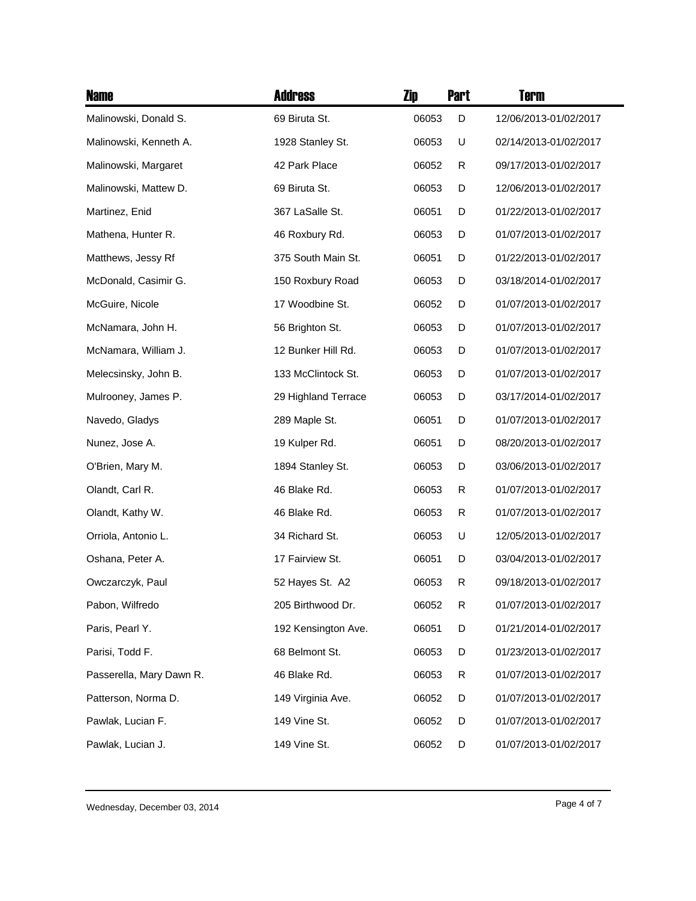| Name | Address | Zip | Part | Term |
|---|---|---|---|---|
| Malinowski, Donald S. | 69 Biruta St. | 06053 | D | 12/06/2013-01/02/2017 |
| Malinowski, Kenneth A. | 1928 Stanley St. | 06053 | U | 02/14/2013-01/02/2017 |
| Malinowski, Margaret | 42 Park Place | 06052 | R | 09/17/2013-01/02/2017 |
| Malinowski, Mattew D. | 69 Biruta St. | 06053 | D | 12/06/2013-01/02/2017 |
| Martinez, Enid | 367 LaSalle St. | 06051 | D | 01/22/2013-01/02/2017 |
| Mathena, Hunter R. | 46 Roxbury Rd. | 06053 | D | 01/07/2013-01/02/2017 |
| Matthews, Jessy Rf | 375 South Main St. | 06051 | D | 01/22/2013-01/02/2017 |
| McDonald, Casimir G. | 150 Roxbury Road | 06053 | D | 03/18/2014-01/02/2017 |
| McGuire, Nicole | 17 Woodbine St. | 06052 | D | 01/07/2013-01/02/2017 |
| McNamara, John H. | 56 Brighton St. | 06053 | D | 01/07/2013-01/02/2017 |
| McNamara, William J. | 12 Bunker Hill Rd. | 06053 | D | 01/07/2013-01/02/2017 |
| Melecsinsky, John B. | 133 McClintock St. | 06053 | D | 01/07/2013-01/02/2017 |
| Mulrooney, James P. | 29 Highland Terrace | 06053 | D | 03/17/2014-01/02/2017 |
| Navedo, Gladys | 289 Maple St. | 06051 | D | 01/07/2013-01/02/2017 |
| Nunez, Jose A. | 19 Kulper Rd. | 06051 | D | 08/20/2013-01/02/2017 |
| O'Brien, Mary M. | 1894 Stanley St. | 06053 | D | 03/06/2013-01/02/2017 |
| Olandt, Carl R. | 46 Blake Rd. | 06053 | R | 01/07/2013-01/02/2017 |
| Olandt, Kathy W. | 46 Blake Rd. | 06053 | R | 01/07/2013-01/02/2017 |
| Orriola, Antonio L. | 34 Richard St. | 06053 | U | 12/05/2013-01/02/2017 |
| Oshana, Peter A. | 17 Fairview St. | 06051 | D | 03/04/2013-01/02/2017 |
| Owczarczyk, Paul | 52 Hayes St. A2 | 06053 | R | 09/18/2013-01/02/2017 |
| Pabon, Wilfredo | 205 Birthwood Dr. | 06052 | R | 01/07/2013-01/02/2017 |
| Paris, Pearl Y. | 192 Kensington Ave. | 06051 | D | 01/21/2014-01/02/2017 |
| Parisi, Todd F. | 68 Belmont St. | 06053 | D | 01/23/2013-01/02/2017 |
| Passerella, Mary Dawn R. | 46 Blake Rd. | 06053 | R | 01/07/2013-01/02/2017 |
| Patterson, Norma D. | 149 Virginia Ave. | 06052 | D | 01/07/2013-01/02/2017 |
| Pawlak, Lucian F. | 149 Vine St. | 06052 | D | 01/07/2013-01/02/2017 |
| Pawlak, Lucian J. | 149 Vine St. | 06052 | D | 01/07/2013-01/02/2017 |

Wednesday, December 03, 2014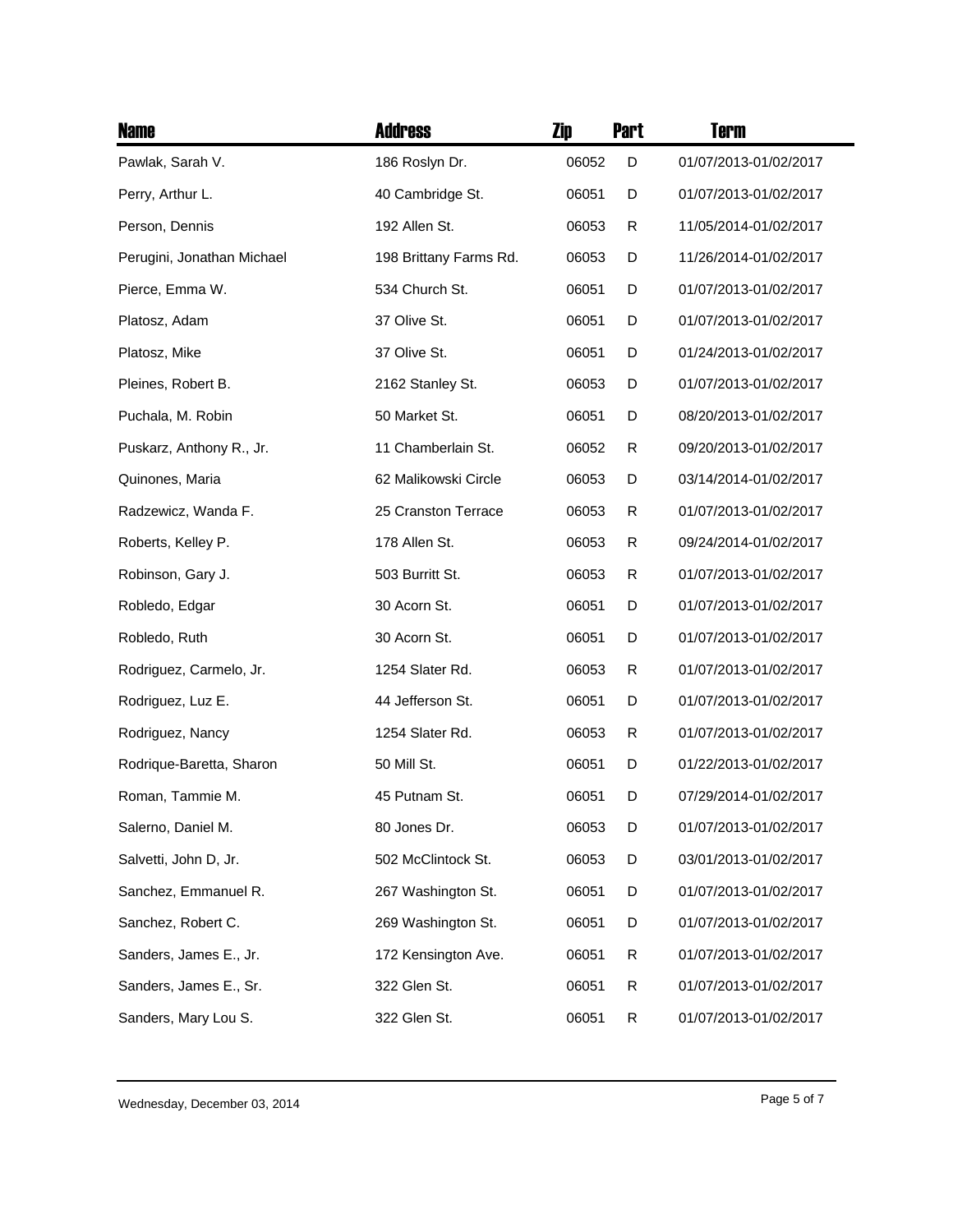| Name | Address | Zip | Part | Term |
| --- | --- | --- | --- | --- |
| Pawlak, Sarah V. | 186 Roslyn Dr. | 06052 | D | 01/07/2013-01/02/2017 |
| Perry, Arthur L. | 40 Cambridge St. | 06051 | D | 01/07/2013-01/02/2017 |
| Person, Dennis | 192 Allen St. | 06053 | R | 11/05/2014-01/02/2017 |
| Perugini, Jonathan Michael | 198 Brittany Farms Rd. | 06053 | D | 11/26/2014-01/02/2017 |
| Pierce, Emma W. | 534 Church St. | 06051 | D | 01/07/2013-01/02/2017 |
| Platosz, Adam | 37 Olive St. | 06051 | D | 01/07/2013-01/02/2017 |
| Platosz, Mike | 37 Olive St. | 06051 | D | 01/24/2013-01/02/2017 |
| Pleines, Robert B. | 2162 Stanley St. | 06053 | D | 01/07/2013-01/02/2017 |
| Puchala, M. Robin | 50 Market St. | 06051 | D | 08/20/2013-01/02/2017 |
| Puskarz, Anthony R., Jr. | 11 Chamberlain St. | 06052 | R | 09/20/2013-01/02/2017 |
| Quinones, Maria | 62 Malikowski Circle | 06053 | D | 03/14/2014-01/02/2017 |
| Radzewicz, Wanda F. | 25 Cranston Terrace | 06053 | R | 01/07/2013-01/02/2017 |
| Roberts, Kelley P. | 178 Allen St. | 06053 | R | 09/24/2014-01/02/2017 |
| Robinson, Gary J. | 503 Burritt St. | 06053 | R | 01/07/2013-01/02/2017 |
| Robledo, Edgar | 30 Acorn St. | 06051 | D | 01/07/2013-01/02/2017 |
| Robledo, Ruth | 30 Acorn St. | 06051 | D | 01/07/2013-01/02/2017 |
| Rodriguez, Carmelo, Jr. | 1254 Slater Rd. | 06053 | R | 01/07/2013-01/02/2017 |
| Rodriguez, Luz E. | 44 Jefferson St. | 06051 | D | 01/07/2013-01/02/2017 |
| Rodriguez, Nancy | 1254 Slater Rd. | 06053 | R | 01/07/2013-01/02/2017 |
| Rodrique-Baretta, Sharon | 50 Mill St. | 06051 | D | 01/22/2013-01/02/2017 |
| Roman, Tammie M. | 45 Putnam St. | 06051 | D | 07/29/2014-01/02/2017 |
| Salerno, Daniel M. | 80 Jones Dr. | 06053 | D | 01/07/2013-01/02/2017 |
| Salvetti, John D, Jr. | 502 McClintock St. | 06053 | D | 03/01/2013-01/02/2017 |
| Sanchez, Emmanuel R. | 267 Washington St. | 06051 | D | 01/07/2013-01/02/2017 |
| Sanchez, Robert C. | 269 Washington St. | 06051 | D | 01/07/2013-01/02/2017 |
| Sanders, James E., Jr. | 172 Kensington Ave. | 06051 | R | 01/07/2013-01/02/2017 |
| Sanders, James E., Sr. | 322 Glen St. | 06051 | R | 01/07/2013-01/02/2017 |
| Sanders, Mary Lou S. | 322 Glen St. | 06051 | R | 01/07/2013-01/02/2017 |

Wednesday, December 03, 2014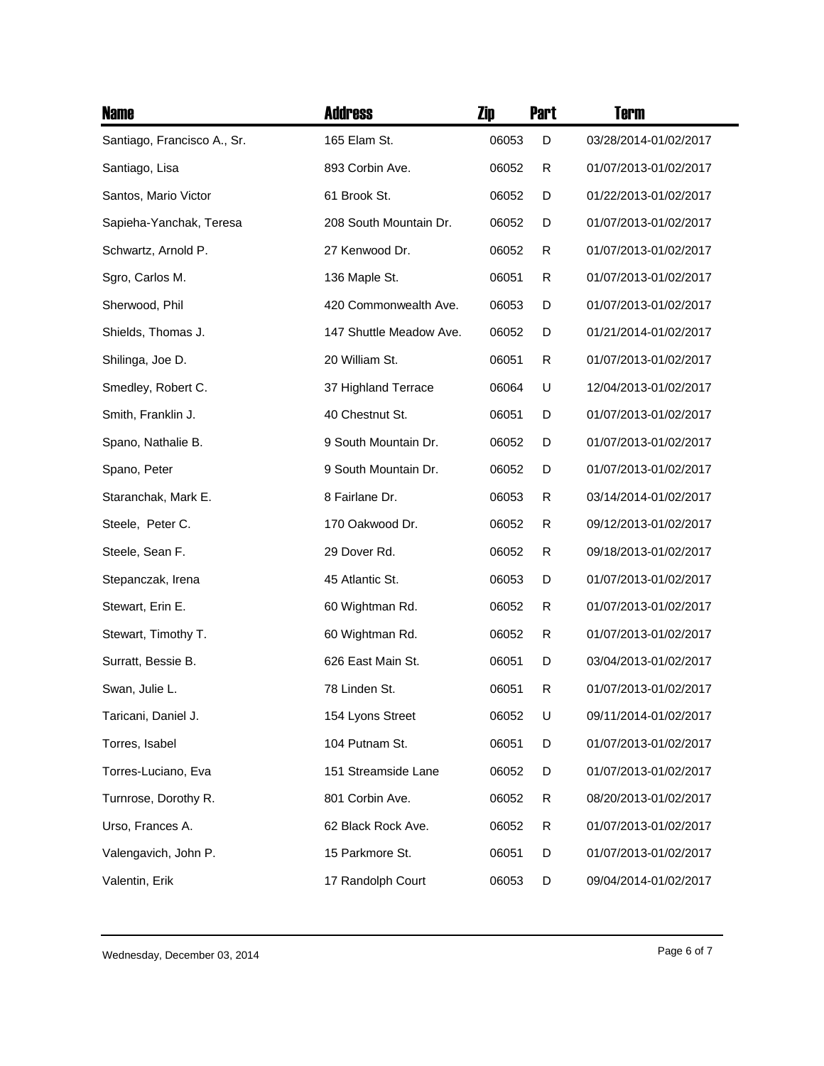| Name | Address | Zip | Part | Term |
|---|---|---|---|---|
| Santiago, Francisco A., Sr. | 165 Elam St. | 06053 | D | 03/28/2014-01/02/2017 |
| Santiago, Lisa | 893 Corbin Ave. | 06052 | R | 01/07/2013-01/02/2017 |
| Santos, Mario Victor | 61 Brook St. | 06052 | D | 01/22/2013-01/02/2017 |
| Sapieha-Yanchak, Teresa | 208 South Mountain Dr. | 06052 | D | 01/07/2013-01/02/2017 |
| Schwartz, Arnold P. | 27 Kenwood Dr. | 06052 | R | 01/07/2013-01/02/2017 |
| Sgro, Carlos M. | 136 Maple St. | 06051 | R | 01/07/2013-01/02/2017 |
| Sherwood, Phil | 420 Commonwealth Ave. | 06053 | D | 01/07/2013-01/02/2017 |
| Shields, Thomas J. | 147 Shuttle Meadow Ave. | 06052 | D | 01/21/2014-01/02/2017 |
| Shilinga, Joe D. | 20 William St. | 06051 | R | 01/07/2013-01/02/2017 |
| Smedley, Robert C. | 37 Highland Terrace | 06064 | U | 12/04/2013-01/02/2017 |
| Smith, Franklin J. | 40 Chestnut St. | 06051 | D | 01/07/2013-01/02/2017 |
| Spano, Nathalie B. | 9 South Mountain Dr. | 06052 | D | 01/07/2013-01/02/2017 |
| Spano, Peter | 9 South Mountain Dr. | 06052 | D | 01/07/2013-01/02/2017 |
| Staranchak, Mark E. | 8 Fairlane Dr. | 06053 | R | 03/14/2014-01/02/2017 |
| Steele, Peter C. | 170 Oakwood Dr. | 06052 | R | 09/12/2013-01/02/2017 |
| Steele, Sean F. | 29 Dover Rd. | 06052 | R | 09/18/2013-01/02/2017 |
| Stepanczak, Irena | 45 Atlantic St. | 06053 | D | 01/07/2013-01/02/2017 |
| Stewart, Erin E. | 60 Wightman Rd. | 06052 | R | 01/07/2013-01/02/2017 |
| Stewart, Timothy T. | 60 Wightman Rd. | 06052 | R | 01/07/2013-01/02/2017 |
| Surratt, Bessie B. | 626 East Main St. | 06051 | D | 03/04/2013-01/02/2017 |
| Swan, Julie L. | 78 Linden St. | 06051 | R | 01/07/2013-01/02/2017 |
| Taricani, Daniel J. | 154 Lyons Street | 06052 | U | 09/11/2014-01/02/2017 |
| Torres, Isabel | 104 Putnam St. | 06051 | D | 01/07/2013-01/02/2017 |
| Torres-Luciano, Eva | 151 Streamside Lane | 06052 | D | 01/07/2013-01/02/2017 |
| Turnrose, Dorothy R. | 801 Corbin Ave. | 06052 | R | 08/20/2013-01/02/2017 |
| Urso, Frances A. | 62 Black Rock Ave. | 06052 | R | 01/07/2013-01/02/2017 |
| Valengavich, John P. | 15 Parkmore St. | 06051 | D | 01/07/2013-01/02/2017 |
| Valentin, Erik | 17 Randolph Court | 06053 | D | 09/04/2014-01/02/2017 |

Wednesday, December 03, 2014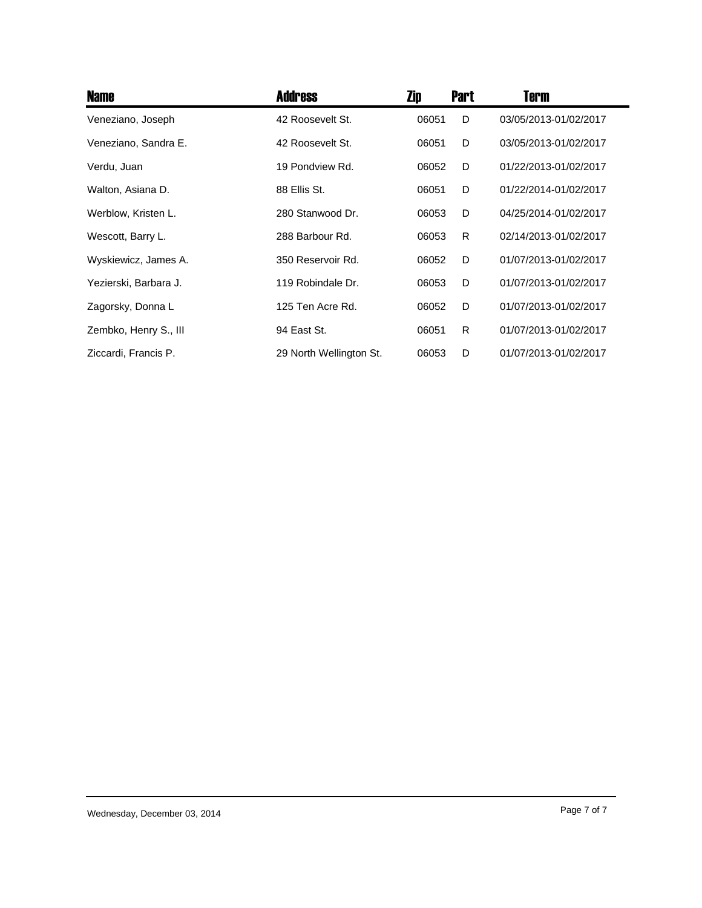| Name | Address | Zip | Part | Term |
|---|---|---|---|---|
| Veneziano, Joseph | 42 Roosevelt St. | 06051 | D | 03/05/2013-01/02/2017 |
| Veneziano, Sandra E. | 42 Roosevelt St. | 06051 | D | 03/05/2013-01/02/2017 |
| Verdu, Juan | 19 Pondview Rd. | 06052 | D | 01/22/2013-01/02/2017 |
| Walton, Asiana D. | 88 Ellis St. | 06051 | D | 01/22/2014-01/02/2017 |
| Werblow, Kristen L. | 280 Stanwood Dr. | 06053 | D | 04/25/2014-01/02/2017 |
| Wescott, Barry L. | 288 Barbour Rd. | 06053 | R | 02/14/2013-01/02/2017 |
| Wyskiewicz, James A. | 350 Reservoir Rd. | 06052 | D | 01/07/2013-01/02/2017 |
| Yezierski, Barbara J. | 119 Robindale Dr. | 06053 | D | 01/07/2013-01/02/2017 |
| Zagorsky, Donna L | 125 Ten Acre Rd. | 06052 | D | 01/07/2013-01/02/2017 |
| Zembko, Henry S., III | 94 East St. | 06051 | R | 01/07/2013-01/02/2017 |
| Ziccardi, Francis P. | 29 North Wellington St. | 06053 | D | 01/07/2013-01/02/2017 |

Wednesday, December 03, 2014